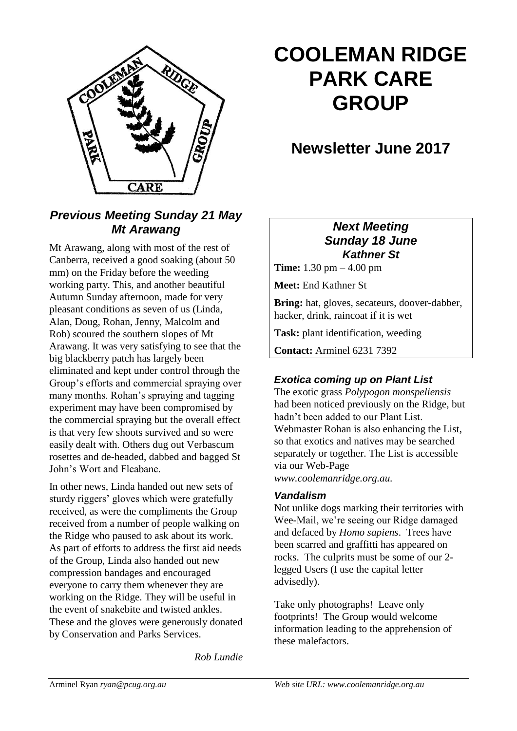# COOLEMAN RIDGE PARK CARE GROUP

## Newsletter June 2017

### *Previous Meeting Sunday 21 May Mt Arawang*

Mt Arawang, along with most of the rest of Canberra, received a good soaking (about 50 mm) on the Friday before the weeding working party. This, and another beautiful Autumn Sunday afternoon, made for very pleasant conditions as seven of us (Linda, Alan, Doug, Rohan, Jenny, Malcolm and Rob) scoured the southern slopes of Mt Arawang. It was very satisfying to see that the big blackberry patch has largely been eliminated and kept under control through the Group's efforts and commercial spraying over many months. Rohan's spraying and tagging experiment may have been compromised by the commercial spraying but the overall effect is that very few shoots survived and so were easily dealt with. Others dug out Verbascum rosettes and de-headed, dabbed and bagged St John's Wort and Fleabane.

In other news, Linda handed out new sets of sturdy riggers' gloves which were gratefully received, as were the compliments the Group received from a number of people walking on the Ridge who paused to ask about its work. As part of efforts to address the first aid needs of the Group, Linda also handed out new compression bandages and encouraged everyone to carry them whenever they are working on the Ridge. They will be useful in the event of snakebite and twisted ankles. These and the gloves were generously donated by Conservation and Parks Services.

*Rob Lundie*

### *Next Meeting Sunday 18 June Kathner St*

**Time:** 1.30 pm – 4.00 pm

**Meet:** End Kathner St

**Bring:** hat, gloves, secateurs, doover-dabber, hacker, drink, raincoat if it is wet

**Task:** plant identification, weeding

**Contact:** Arminel 6231 7392

### *Exotica coming up on Plant List*

The exotic grass *Polypogon monspeliensis* had been noticed previously on the Ridge, but hadn't been added to our Plant List. Webmaster Rohan is also enhancing the List, so that exotics and natives may be searched separately or together. The List is accessible via our Web-Page *www.coolemanridge.org.au.*

### *Vandalism*

Not unlike dogs marking their territories with Wee-Mail, we're seeing our Ridge damaged and defaced by *Homo sapiens*. Trees have been scarred and graffitti has appeared on rocks. The culprits must be some of our 2-legged Users (I use the capital letter advisedly).

Take only photographs! Leave only footprints! The Group would welcome information leading to the apprehension of these malefactors.

Arminel Ryan *ryan@pcug.org.au* *Web site URL: www.coolemanridge.org.au*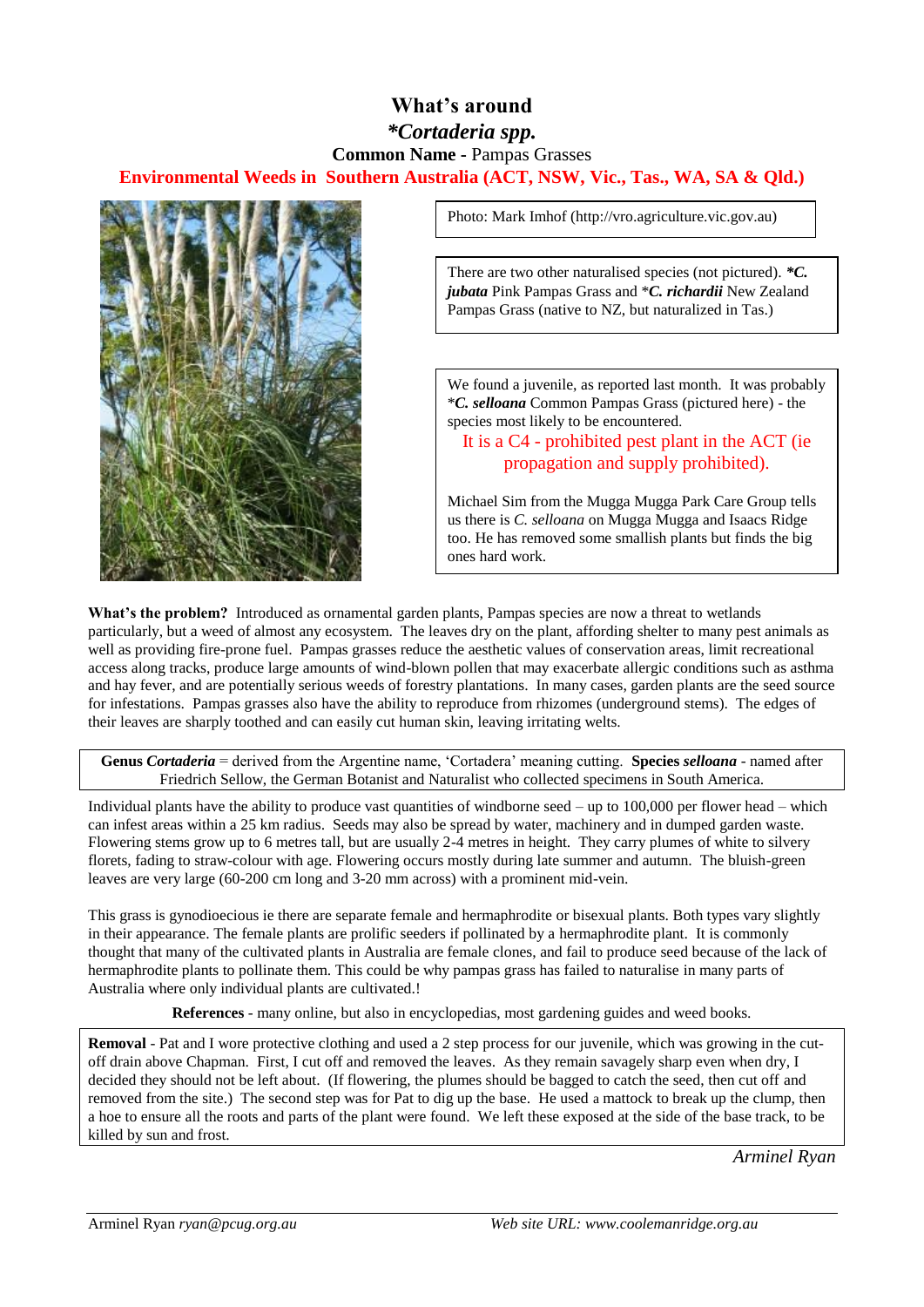# What's around

## *\*Cortaderia spp.*

**Common Name -** Pampas Grasses

**Environmental Weeds in Southern Australia (ACT, NSW, Vic., Tas., WA, SA & Qld.)**

Photo: Mark Imhof (http://vro.agriculture.vic.gov.au)

There are two other naturalised species (not pictured). ***C. jubata*** Pink Pampas Grass and \****C. richardii*** New Zealand Pampas Grass (native to NZ, but naturalized in Tas.)

We found a juvenile, as reported last month. It was probably \****C. selloana*** Common Pampas Grass (pictured here) - the species most likely to be encountered.

It is a C4 - prohibited pest plant in the ACT (ie propagation and supply prohibited).

Michael Sim from the Mugga Mugga Park Care Group tells us there is *C. selloana* on Mugga Mugga and Isaacs Ridge too. He has removed some smallish plants but finds the big ones hard work.

**What's the problem?** Introduced as ornamental garden plants, Pampas species are now a threat to wetlands particularly, but a weed of almost any ecosystem. The leaves dry on the plant, affording shelter to many pest animals as well as providing fire-prone fuel. Pampas grasses reduce the aesthetic values of conservation areas, limit recreational access along tracks, produce large amounts of wind-blown pollen that may exacerbate allergic conditions such as asthma and hay fever, and are potentially serious weeds of forestry plantations. In many cases, garden plants are the seed source for infestations. Pampas grasses also have the ability to reproduce from rhizomes (underground stems). The edges of their leaves are sharply toothed and can easily cut human skin, leaving irritating welts.

**Genus *Cortaderia*** = derived from the Argentine name, 'Cortadera' meaning cutting. **Species *selloana*** - named after Friedrich Sellow, the German Botanist and Naturalist who collected specimens in South America.

Individual plants have the ability to produce vast quantities of windborne seed – up to 100,000 per flower head – which can infest areas within a 25 km radius. Seeds may also be spread by water, machinery and in dumped garden waste. Flowering stems grow up to 6 metres tall, but are usually 2-4 metres in height. They carry plumes of white to silvery florets, fading to straw-colour with age. Flowering occurs mostly during late summer and autumn. The bluish-green leaves are very large (60-200 cm long and 3-20 mm across) with a prominent mid-vein.

This grass is gynodioecious ie there are separate female and hermaphrodite or bisexual plants. Both types vary slightly in their appearance. The female plants are prolific seeders if pollinated by a hermaphrodite plant. It is commonly thought that many of the cultivated plants in Australia are female clones, and fail to produce seed because of the lack of hermaphrodite plants to pollinate them. This could be why pampas grass has failed to naturalise in many parts of Australia where only individual plants are cultivated.!

**References** - many online, but also in encyclopedias, most gardening guides and weed books.

**Removal** - Pat and I wore protective clothing and used a 2 step process for our juvenile, which was growing in the cut-off drain above Chapman. First, I cut off and removed the leaves. As they remain savagely sharp even when dry, I decided they should not be left about. (If flowering, the plumes should be bagged to catch the seed, then cut off and removed from the site.) The second step was for Pat to dig up the base. He used a mattock to break up the clump, then a hoe to ensure all the roots and parts of the plant were found. We left these exposed at the side of the base track, to be killed by sun and frost.

*Arminel Ryan*

Arminel Ryan *ryan@pcug.org.au* *Web site URL: www.coolemanridge.org.au*